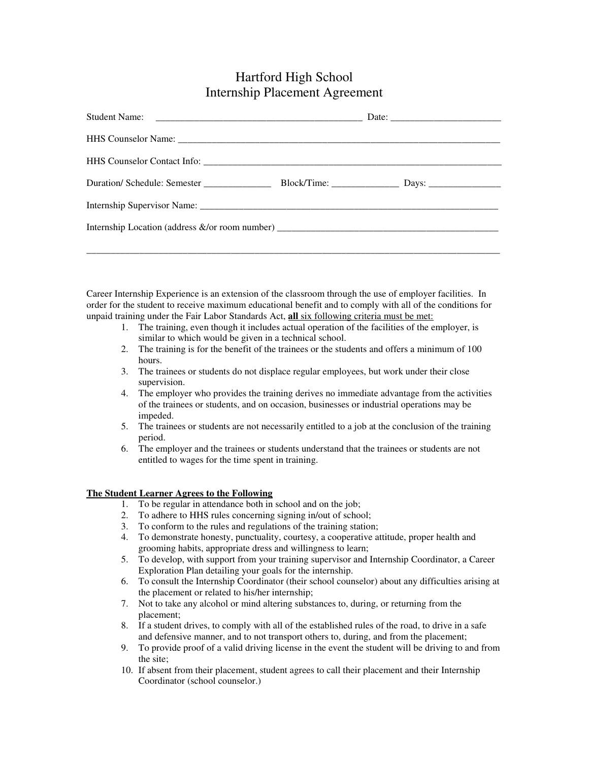# Hartford High School
# Internship Placement Agreement

Student Name: ___________________________________________ Date: _______________________

HHS Counselor Name: _______________________________________________________________________

HHS Counselor Contact Info: __________________________________________________________________

Duration/ Schedule: Semester ______________ Block/Time: ______________ Days: _______________

Internship Supervisor Name: __________________________________________________________________

Internship Location (address &/or room number) ______________________________________________

_____________________________________________________________________________________________

Career Internship Experience is an extension of the classroom through the use of employer facilities. In order for the student to receive maximum educational benefit and to comply with all of the conditions for unpaid training under the Fair Labor Standards Act, **all** six following criteria must be met:

1. The training, even though it includes actual operation of the facilities of the employer, is similar to which would be given in a technical school.
2. The training is for the benefit of the trainees or the students and offers a minimum of 100 hours.
3. The trainees or students do not displace regular employees, but work under their close supervision.
4. The employer who provides the training derives no immediate advantage from the activities of the trainees or students, and on occasion, businesses or industrial operations may be impeded.
5. The trainees or students are not necessarily entitled to a job at the conclusion of the training period.
6. The employer and the trainees or students understand that the trainees or students are not entitled to wages for the time spent in training.

**The Student Learner Agrees to the Following**

1. To be regular in attendance both in school and on the job;
2. To adhere to HHS rules concerning signing in/out of school;
3. To conform to the rules and regulations of the training station;
4. To demonstrate honesty, punctuality, courtesy, a cooperative attitude, proper health and grooming habits, appropriate dress and willingness to learn;
5. To develop, with support from your training supervisor and Internship Coordinator, a Career Exploration Plan detailing your goals for the internship.
6. To consult the Internship Coordinator (their school counselor) about any difficulties arising at the placement or related to his/her internship;
7. Not to take any alcohol or mind altering substances to, during, or returning from the placement;
8. If a student drives, to comply with all of the established rules of the road, to drive in a safe and defensive manner, and to not transport others to, during, and from the placement;
9. To provide proof of a valid driving license in the event the student will be driving to and from the site;
10. If absent from their placement, student agrees to call their placement and their Internship Coordinator (school counselor.)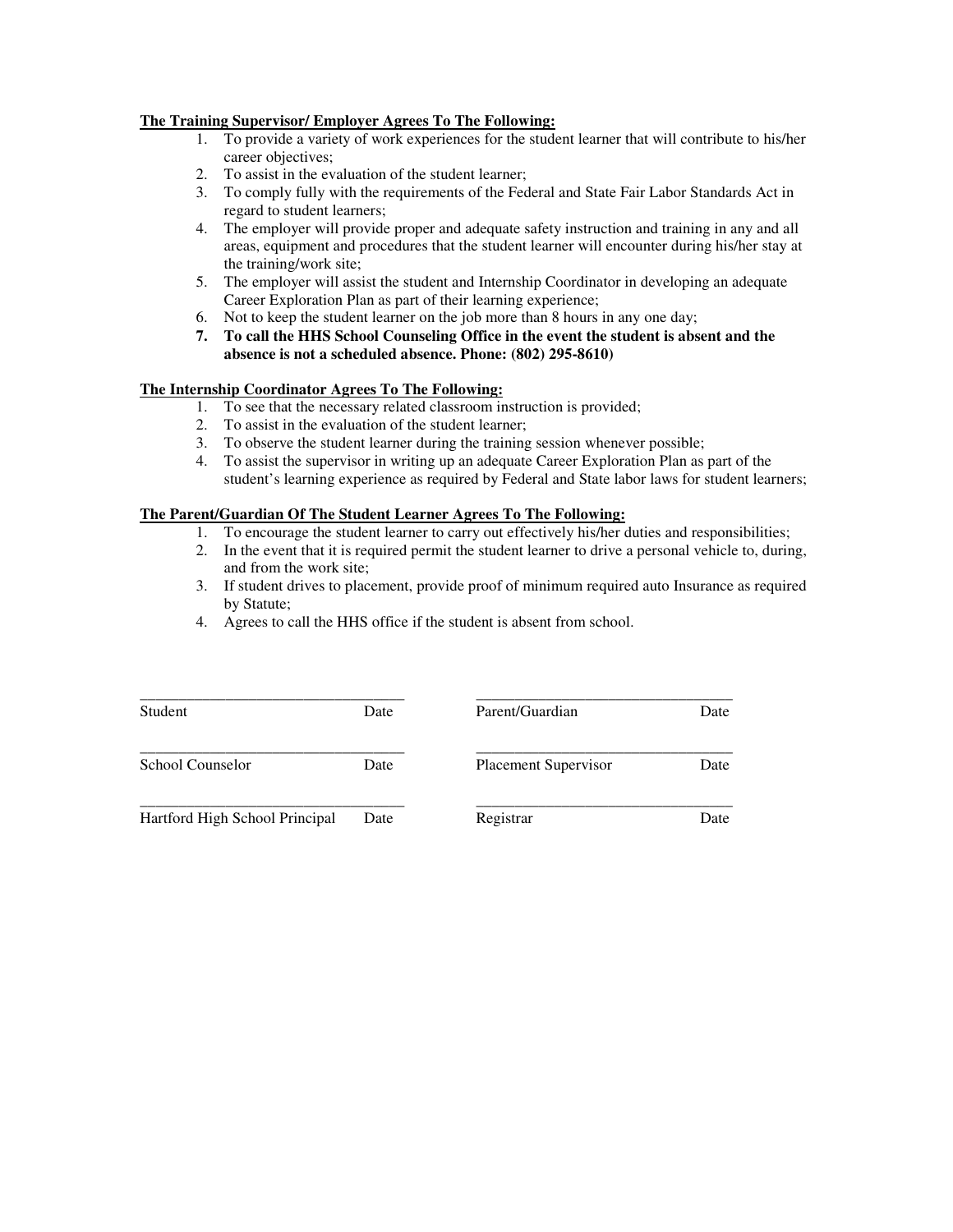**<u>The Training Supervisor/ Employer Agrees To The Following:</u>**

1. To provide a variety of work experiences for the student learner that will contribute to his/her career objectives;
2. To assist in the evaluation of the student learner;
3. To comply fully with the requirements of the Federal and State Fair Labor Standards Act in regard to student learners;
4. The employer will provide proper and adequate safety instruction and training in any and all areas, equipment and procedures that the student learner will encounter during his/her stay at the training/work site;
5. The employer will assist the student and Internship Coordinator in developing an adequate Career Exploration Plan as part of their learning experience;
6. Not to keep the student learner on the job more than 8 hours in any one day;
7. **To call the HHS School Counseling Office in the event the student is absent and the absence is not a scheduled absence. Phone: (802) 295-8610)**

**<u>The Internship Coordinator Agrees To The Following:</u>**

1. To see that the necessary related classroom instruction is provided;
2. To assist in the evaluation of the student learner;
3. To observe the student learner during the training session whenever possible;
4. To assist the supervisor in writing up an adequate Career Exploration Plan as part of the student's learning experience as required by Federal and State labor laws for student learners;

**<u>The Parent/Guardian Of The Student Learner Agrees To The Following:</u>**

1. To encourage the student learner to carry out effectively his/her duties and responsibilities;
2. In the event that it is required permit the student learner to drive a personal vehicle to, during, and from the work site;
3. If student drives to placement, provide proof of minimum required auto Insurance as required by Statute;
4. Agrees to call the HHS office if the student is absent from school.

| | | | |
|---|---|---|---|
| _________________________________ | | _________________________________ | |
| Student | Date | Parent/Guardian | Date |
| _________________________________ | | _________________________________ | |
| School Counselor | Date | Placement Supervisor | Date |
| _________________________________ | | _________________________________ | |
| Hartford High School Principal | Date | Registrar | Date |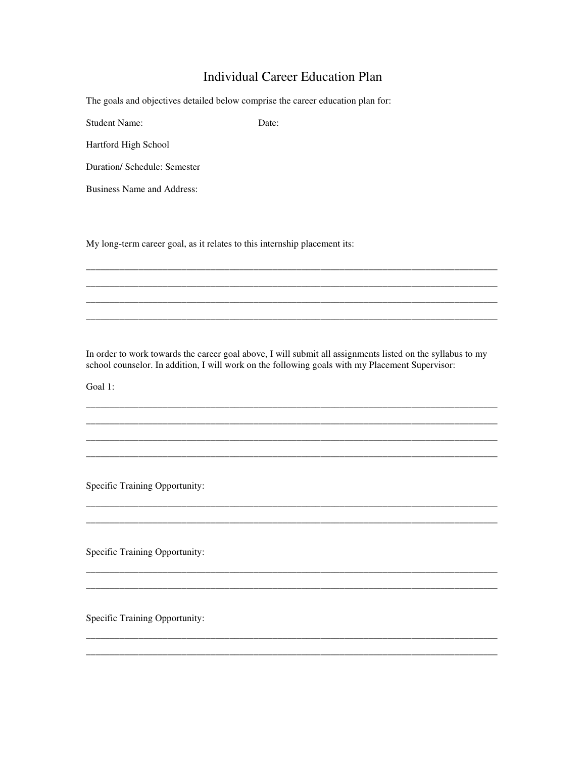# Individual Career Education Plan

The goals and objectives detailed below comprise the career education plan for:

Student Name: Date:

Hartford High School

Duration/ Schedule: Semester

Business Name and Address:

My long-term career goal, as it relates to this internship placement its:

\_\_\_\_\_\_\_\_\_\_\_\_\_\_\_\_\_\_\_\_\_\_\_\_\_\_\_\_\_\_\_\_\_\_\_\_\_\_\_\_\_\_\_\_\_\_\_\_\_\_\_\_\_\_\_\_\_\_\_\_\_\_\_\_\_\_\_\_\_\_\_\_\_\_\_\_\_\_

\_\_\_\_\_\_\_\_\_\_\_\_\_\_\_\_\_\_\_\_\_\_\_\_\_\_\_\_\_\_\_\_\_\_\_\_\_\_\_\_\_\_\_\_\_\_\_\_\_\_\_\_\_\_\_\_\_\_\_\_\_\_\_\_\_\_\_\_\_\_\_\_\_\_\_\_\_\_

\_\_\_\_\_\_\_\_\_\_\_\_\_\_\_\_\_\_\_\_\_\_\_\_\_\_\_\_\_\_\_\_\_\_\_\_\_\_\_\_\_\_\_\_\_\_\_\_\_\_\_\_\_\_\_\_\_\_\_\_\_\_\_\_\_\_\_\_\_\_\_\_\_\_\_\_\_\_

\_\_\_\_\_\_\_\_\_\_\_\_\_\_\_\_\_\_\_\_\_\_\_\_\_\_\_\_\_\_\_\_\_\_\_\_\_\_\_\_\_\_\_\_\_\_\_\_\_\_\_\_\_\_\_\_\_\_\_\_\_\_\_\_\_\_\_\_\_\_\_\_\_\_\_\_\_\_

In order to work towards the career goal above, I will submit all assignments listed on the syllabus to my school counselor. In addition, I will work on the following goals with my Placement Supervisor:

Goal 1:

\_\_\_\_\_\_\_\_\_\_\_\_\_\_\_\_\_\_\_\_\_\_\_\_\_\_\_\_\_\_\_\_\_\_\_\_\_\_\_\_\_\_\_\_\_\_\_\_\_\_\_\_\_\_\_\_\_\_\_\_\_\_\_\_\_\_\_\_\_\_\_\_\_\_\_\_\_\_

\_\_\_\_\_\_\_\_\_\_\_\_\_\_\_\_\_\_\_\_\_\_\_\_\_\_\_\_\_\_\_\_\_\_\_\_\_\_\_\_\_\_\_\_\_\_\_\_\_\_\_\_\_\_\_\_\_\_\_\_\_\_\_\_\_\_\_\_\_\_\_\_\_\_\_\_\_\_

\_\_\_\_\_\_\_\_\_\_\_\_\_\_\_\_\_\_\_\_\_\_\_\_\_\_\_\_\_\_\_\_\_\_\_\_\_\_\_\_\_\_\_\_\_\_\_\_\_\_\_\_\_\_\_\_\_\_\_\_\_\_\_\_\_\_\_\_\_\_\_\_\_\_\_\_\_\_

\_\_\_\_\_\_\_\_\_\_\_\_\_\_\_\_\_\_\_\_\_\_\_\_\_\_\_\_\_\_\_\_\_\_\_\_\_\_\_\_\_\_\_\_\_\_\_\_\_\_\_\_\_\_\_\_\_\_\_\_\_\_\_\_\_\_\_\_\_\_\_\_\_\_\_\_\_\_

Specific Training Opportunity:

\_\_\_\_\_\_\_\_\_\_\_\_\_\_\_\_\_\_\_\_\_\_\_\_\_\_\_\_\_\_\_\_\_\_\_\_\_\_\_\_\_\_\_\_\_\_\_\_\_\_\_\_\_\_\_\_\_\_\_\_\_\_\_\_\_\_\_\_\_\_\_\_\_\_\_\_\_\_

\_\_\_\_\_\_\_\_\_\_\_\_\_\_\_\_\_\_\_\_\_\_\_\_\_\_\_\_\_\_\_\_\_\_\_\_\_\_\_\_\_\_\_\_\_\_\_\_\_\_\_\_\_\_\_\_\_\_\_\_\_\_\_\_\_\_\_\_\_\_\_\_\_\_\_\_\_\_

Specific Training Opportunity:

\_\_\_\_\_\_\_\_\_\_\_\_\_\_\_\_\_\_\_\_\_\_\_\_\_\_\_\_\_\_\_\_\_\_\_\_\_\_\_\_\_\_\_\_\_\_\_\_\_\_\_\_\_\_\_\_\_\_\_\_\_\_\_\_\_\_\_\_\_\_\_\_\_\_\_\_\_\_

\_\_\_\_\_\_\_\_\_\_\_\_\_\_\_\_\_\_\_\_\_\_\_\_\_\_\_\_\_\_\_\_\_\_\_\_\_\_\_\_\_\_\_\_\_\_\_\_\_\_\_\_\_\_\_\_\_\_\_\_\_\_\_\_\_\_\_\_\_\_\_\_\_\_\_\_\_\_

Specific Training Opportunity:

\_\_\_\_\_\_\_\_\_\_\_\_\_\_\_\_\_\_\_\_\_\_\_\_\_\_\_\_\_\_\_\_\_\_\_\_\_\_\_\_\_\_\_\_\_\_\_\_\_\_\_\_\_\_\_\_\_\_\_\_\_\_\_\_\_\_\_\_\_\_\_\_\_\_\_\_\_\_

\_\_\_\_\_\_\_\_\_\_\_\_\_\_\_\_\_\_\_\_\_\_\_\_\_\_\_\_\_\_\_\_\_\_\_\_\_\_\_\_\_\_\_\_\_\_\_\_\_\_\_\_\_\_\_\_\_\_\_\_\_\_\_\_\_\_\_\_\_\_\_\_\_\_\_\_\_\_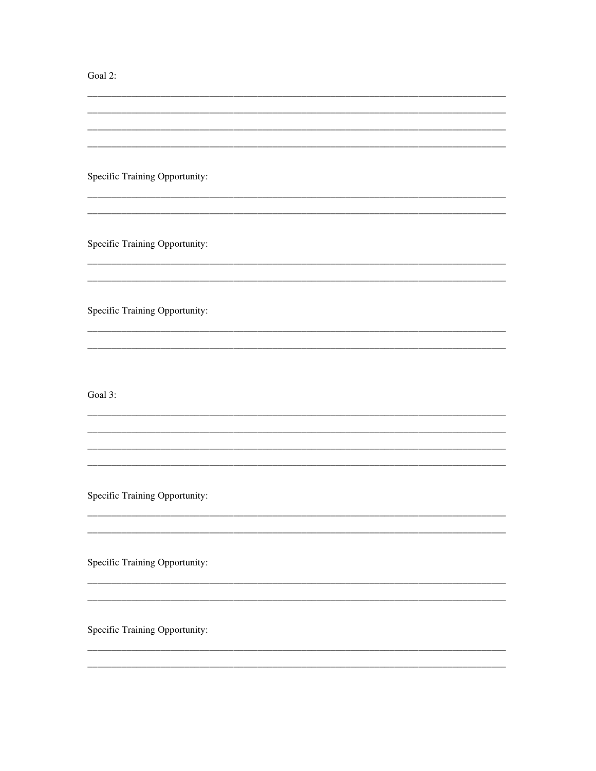Goal 2:

\_\_\_\_\_\_\_\_\_\_\_\_\_\_\_\_\_\_\_\_\_\_\_\_\_\_\_\_\_\_\_\_\_\_\_\_\_\_\_\_\_\_\_\_\_\_\_\_\_\_\_\_\_\_\_\_\_\_\_\_\_\_\_\_\_\_\_\_\_\_\_\_\_\_\_\_\_\_

\_\_\_\_\_\_\_\_\_\_\_\_\_\_\_\_\_\_\_\_\_\_\_\_\_\_\_\_\_\_\_\_\_\_\_\_\_\_\_\_\_\_\_\_\_\_\_\_\_\_\_\_\_\_\_\_\_\_\_\_\_\_\_\_\_\_\_\_\_\_\_\_\_\_\_\_\_\_

\_\_\_\_\_\_\_\_\_\_\_\_\_\_\_\_\_\_\_\_\_\_\_\_\_\_\_\_\_\_\_\_\_\_\_\_\_\_\_\_\_\_\_\_\_\_\_\_\_\_\_\_\_\_\_\_\_\_\_\_\_\_\_\_\_\_\_\_\_\_\_\_\_\_\_\_\_\_

\_\_\_\_\_\_\_\_\_\_\_\_\_\_\_\_\_\_\_\_\_\_\_\_\_\_\_\_\_\_\_\_\_\_\_\_\_\_\_\_\_\_\_\_\_\_\_\_\_\_\_\_\_\_\_\_\_\_\_\_\_\_\_\_\_\_\_\_\_\_\_\_\_\_\_\_\_\_

Specific Training Opportunity:

\_\_\_\_\_\_\_\_\_\_\_\_\_\_\_\_\_\_\_\_\_\_\_\_\_\_\_\_\_\_\_\_\_\_\_\_\_\_\_\_\_\_\_\_\_\_\_\_\_\_\_\_\_\_\_\_\_\_\_\_\_\_\_\_\_\_\_\_\_\_\_\_\_\_\_\_\_\_

\_\_\_\_\_\_\_\_\_\_\_\_\_\_\_\_\_\_\_\_\_\_\_\_\_\_\_\_\_\_\_\_\_\_\_\_\_\_\_\_\_\_\_\_\_\_\_\_\_\_\_\_\_\_\_\_\_\_\_\_\_\_\_\_\_\_\_\_\_\_\_\_\_\_\_\_\_\_

Specific Training Opportunity:

\_\_\_\_\_\_\_\_\_\_\_\_\_\_\_\_\_\_\_\_\_\_\_\_\_\_\_\_\_\_\_\_\_\_\_\_\_\_\_\_\_\_\_\_\_\_\_\_\_\_\_\_\_\_\_\_\_\_\_\_\_\_\_\_\_\_\_\_\_\_\_\_\_\_\_\_\_\_

\_\_\_\_\_\_\_\_\_\_\_\_\_\_\_\_\_\_\_\_\_\_\_\_\_\_\_\_\_\_\_\_\_\_\_\_\_\_\_\_\_\_\_\_\_\_\_\_\_\_\_\_\_\_\_\_\_\_\_\_\_\_\_\_\_\_\_\_\_\_\_\_\_\_\_\_\_\_

Specific Training Opportunity:

\_\_\_\_\_\_\_\_\_\_\_\_\_\_\_\_\_\_\_\_\_\_\_\_\_\_\_\_\_\_\_\_\_\_\_\_\_\_\_\_\_\_\_\_\_\_\_\_\_\_\_\_\_\_\_\_\_\_\_\_\_\_\_\_\_\_\_\_\_\_\_\_\_\_\_\_\_\_

\_\_\_\_\_\_\_\_\_\_\_\_\_\_\_\_\_\_\_\_\_\_\_\_\_\_\_\_\_\_\_\_\_\_\_\_\_\_\_\_\_\_\_\_\_\_\_\_\_\_\_\_\_\_\_\_\_\_\_\_\_\_\_\_\_\_\_\_\_\_\_\_\_\_\_\_\_\_

Goal 3:

\_\_\_\_\_\_\_\_\_\_\_\_\_\_\_\_\_\_\_\_\_\_\_\_\_\_\_\_\_\_\_\_\_\_\_\_\_\_\_\_\_\_\_\_\_\_\_\_\_\_\_\_\_\_\_\_\_\_\_\_\_\_\_\_\_\_\_\_\_\_\_\_\_\_\_\_\_\_

\_\_\_\_\_\_\_\_\_\_\_\_\_\_\_\_\_\_\_\_\_\_\_\_\_\_\_\_\_\_\_\_\_\_\_\_\_\_\_\_\_\_\_\_\_\_\_\_\_\_\_\_\_\_\_\_\_\_\_\_\_\_\_\_\_\_\_\_\_\_\_\_\_\_\_\_\_\_

\_\_\_\_\_\_\_\_\_\_\_\_\_\_\_\_\_\_\_\_\_\_\_\_\_\_\_\_\_\_\_\_\_\_\_\_\_\_\_\_\_\_\_\_\_\_\_\_\_\_\_\_\_\_\_\_\_\_\_\_\_\_\_\_\_\_\_\_\_\_\_\_\_\_\_\_\_\_

\_\_\_\_\_\_\_\_\_\_\_\_\_\_\_\_\_\_\_\_\_\_\_\_\_\_\_\_\_\_\_\_\_\_\_\_\_\_\_\_\_\_\_\_\_\_\_\_\_\_\_\_\_\_\_\_\_\_\_\_\_\_\_\_\_\_\_\_\_\_\_\_\_\_\_\_\_\_

Specific Training Opportunity:

\_\_\_\_\_\_\_\_\_\_\_\_\_\_\_\_\_\_\_\_\_\_\_\_\_\_\_\_\_\_\_\_\_\_\_\_\_\_\_\_\_\_\_\_\_\_\_\_\_\_\_\_\_\_\_\_\_\_\_\_\_\_\_\_\_\_\_\_\_\_\_\_\_\_\_\_\_\_

\_\_\_\_\_\_\_\_\_\_\_\_\_\_\_\_\_\_\_\_\_\_\_\_\_\_\_\_\_\_\_\_\_\_\_\_\_\_\_\_\_\_\_\_\_\_\_\_\_\_\_\_\_\_\_\_\_\_\_\_\_\_\_\_\_\_\_\_\_\_\_\_\_\_\_\_\_\_

Specific Training Opportunity:

\_\_\_\_\_\_\_\_\_\_\_\_\_\_\_\_\_\_\_\_\_\_\_\_\_\_\_\_\_\_\_\_\_\_\_\_\_\_\_\_\_\_\_\_\_\_\_\_\_\_\_\_\_\_\_\_\_\_\_\_\_\_\_\_\_\_\_\_\_\_\_\_\_\_\_\_\_\_

\_\_\_\_\_\_\_\_\_\_\_\_\_\_\_\_\_\_\_\_\_\_\_\_\_\_\_\_\_\_\_\_\_\_\_\_\_\_\_\_\_\_\_\_\_\_\_\_\_\_\_\_\_\_\_\_\_\_\_\_\_\_\_\_\_\_\_\_\_\_\_\_\_\_\_\_\_\_

Specific Training Opportunity:

\_\_\_\_\_\_\_\_\_\_\_\_\_\_\_\_\_\_\_\_\_\_\_\_\_\_\_\_\_\_\_\_\_\_\_\_\_\_\_\_\_\_\_\_\_\_\_\_\_\_\_\_\_\_\_\_\_\_\_\_\_\_\_\_\_\_\_\_\_\_\_\_\_\_\_\_\_\_

\_\_\_\_\_\_\_\_\_\_\_\_\_\_\_\_\_\_\_\_\_\_\_\_\_\_\_\_\_\_\_\_\_\_\_\_\_\_\_\_\_\_\_\_\_\_\_\_\_\_\_\_\_\_\_\_\_\_\_\_\_\_\_\_\_\_\_\_\_\_\_\_\_\_\_\_\_\_